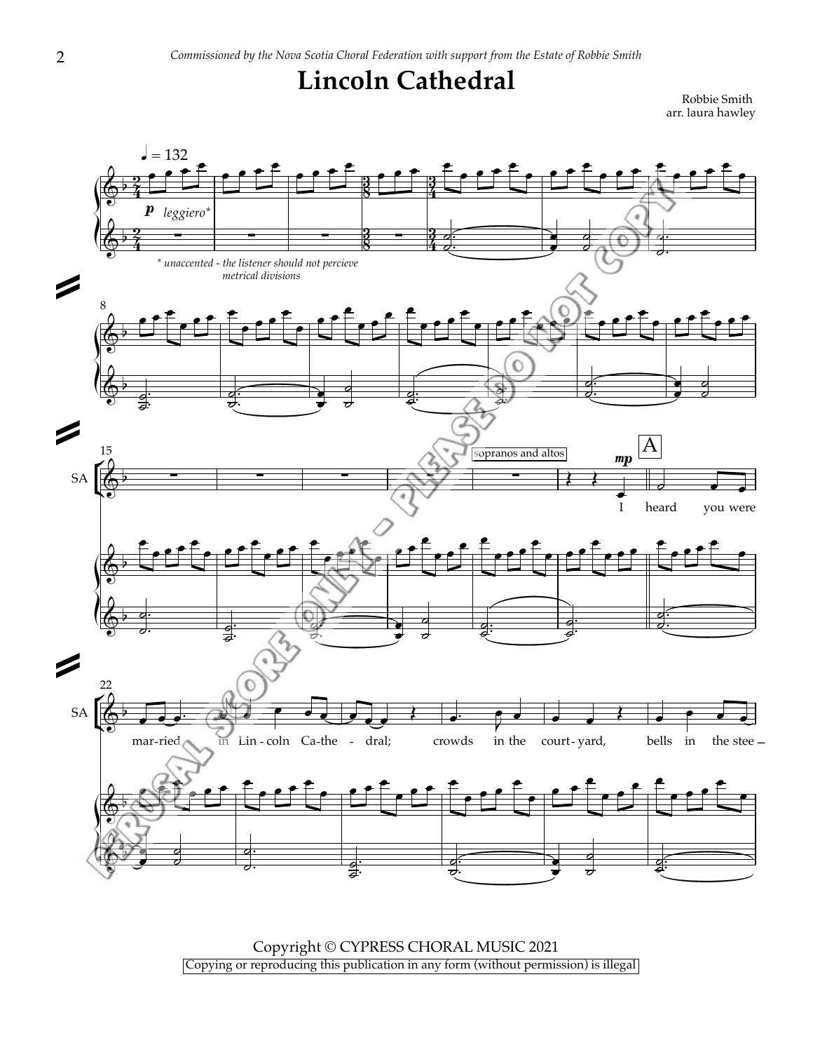*Commissioned by the Nova Scotia Choral Federation with support from the Estate of Robbie Smith*

# Lincoln Cathedral

Robbie Smith
arr. laura hawley

♩ = 132

**p** *leggiero\**

\* unaccented - the listener should not percieve metrical divisions

sopranos and altos

**mp**

A

I heard you were mar-ried in Lin - coln Ca-the - dral; crowds in the court- yard, bells in the stee –

Copyright © CYPRESS CHORAL MUSIC 2021

Copying or reproducing this publication in any form (without permission) is illegal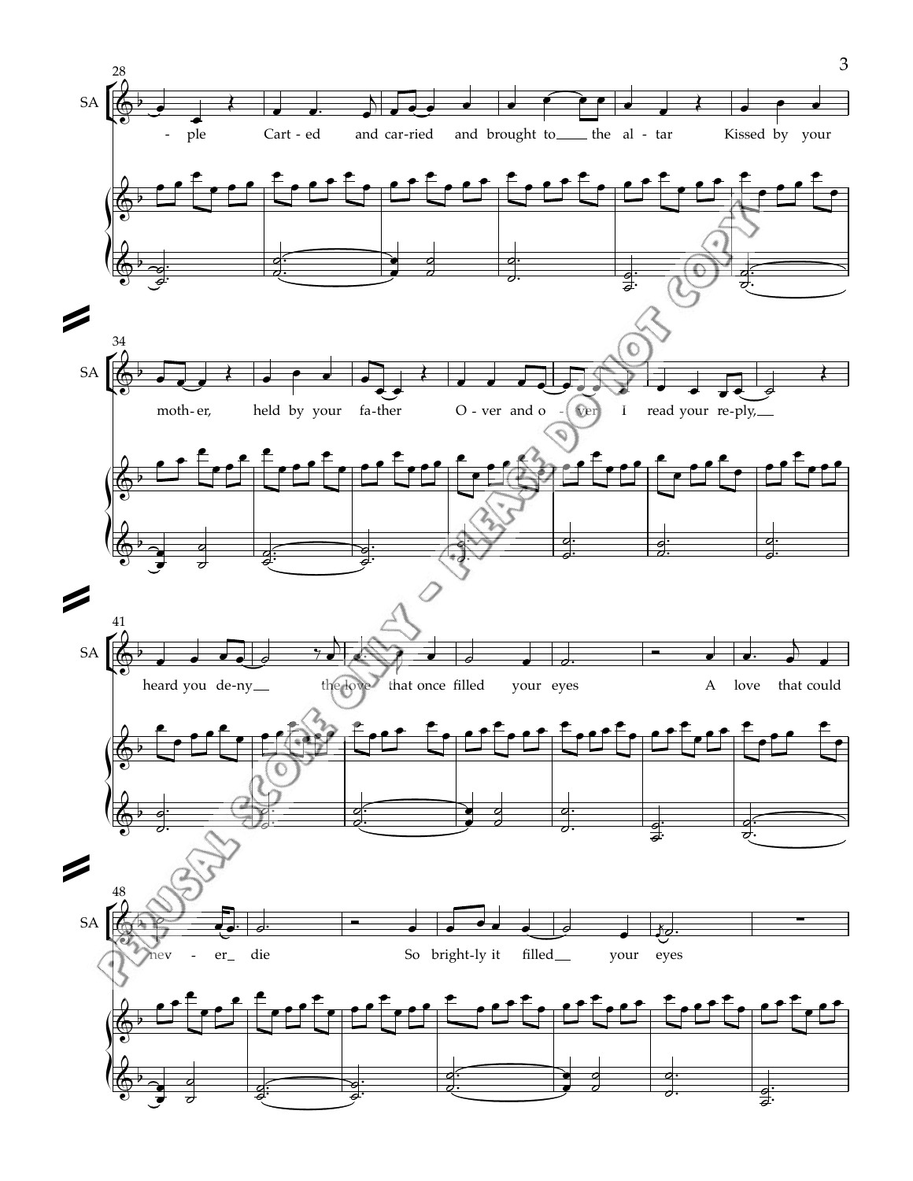28

SA

-ple Cart-ed and car-ried and brought to__ the al-tar Kissed by your

34

SA

moth-er, held by your fa-ther O-ver and o-ver I read your re-ply,__

41

SA

heard you de-ny__ the love that once filled your eyes A love that could

48

SA

nev-er_ die So bright-ly it filled__ your eyes

PERUSAL SCORE ONLY - PLEASE DO NOT COPY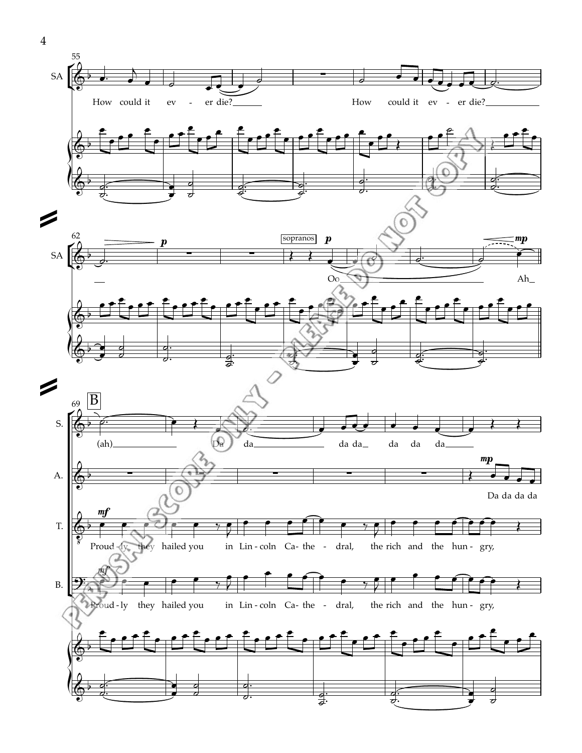55

SA

How could it ev - er die?

How could it ev - er die?

62

SA

*p*

sopranos *p*

Oo

*mp*

Ah

69 **B**

S.

(ah) Da da da da da da da

A.

*mp*

Da da da da

T.

*mf*

Proud - ly, they hailed you in Lin - coln Ca - the - dral, the rich and the hun - gry,

B.

*mf*

Proud - ly they hailed you in Lin - coln Ca - the - dral, the rich and the hun - gry,

PERUSAL SCORE ONLY - PLEASE DO NOT COPY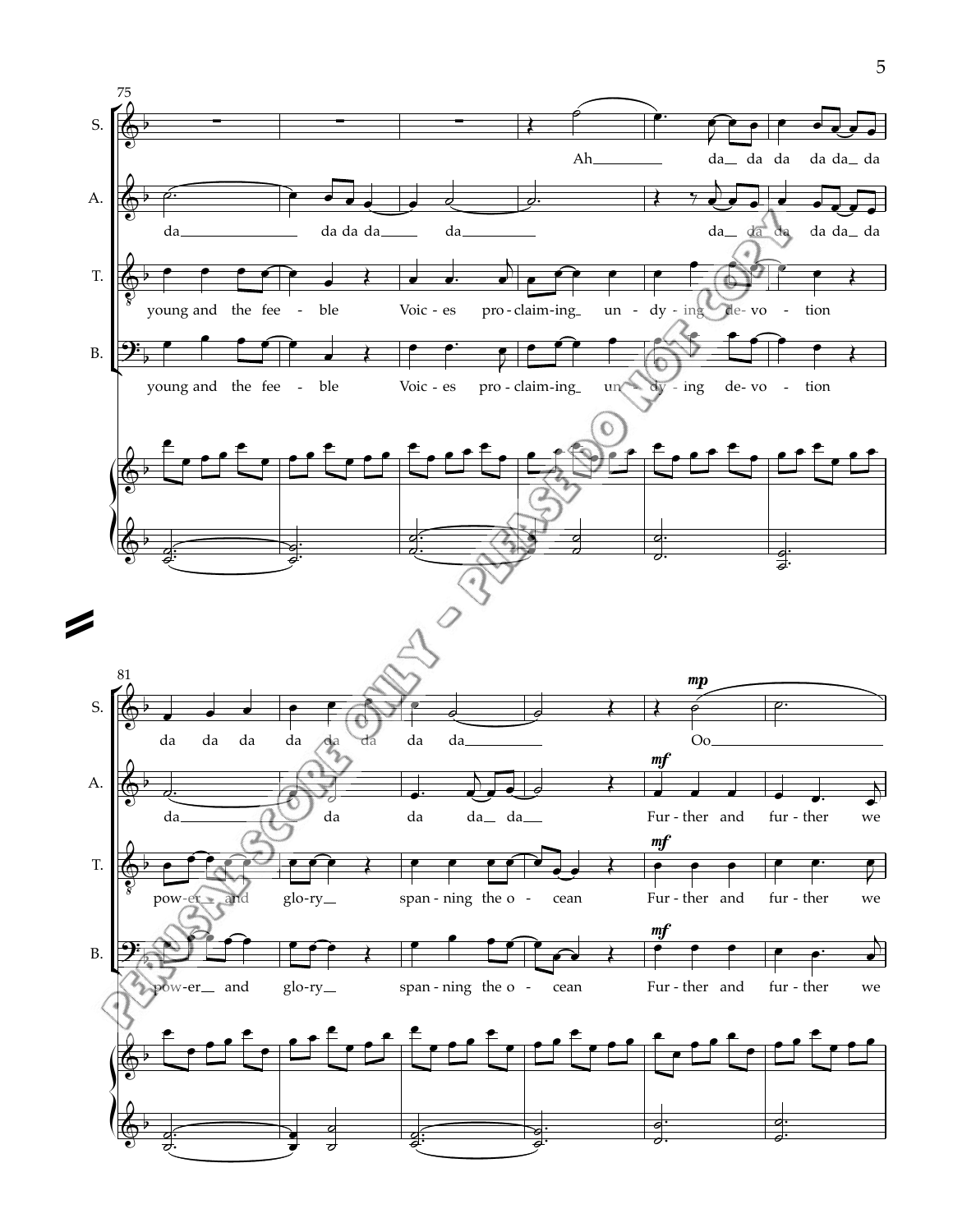75

S. Ah da da da da da da

A. da da da da da da da da da da da

T. young and the fee - ble Voic - es pro - claim - ing un - dy - ing de - vo - tion

B. young and the fee - ble Voic - es pro - claim - ing un - dy - ing de - vo - tion

81

S. da da da da da da da da da *mp* Oo

A. da da da da da da *mf* Fur - ther and fur - ther we

T. pow - er and glo - ry span - ning the o - cean *mf* Fur - ther and fur - ther we

B. pow - er and glo - ry span - ning the o - cean *mf* Fur - ther and fur - ther we

PERUSAL SCORE ONLY - PLEASE DO NOT COPY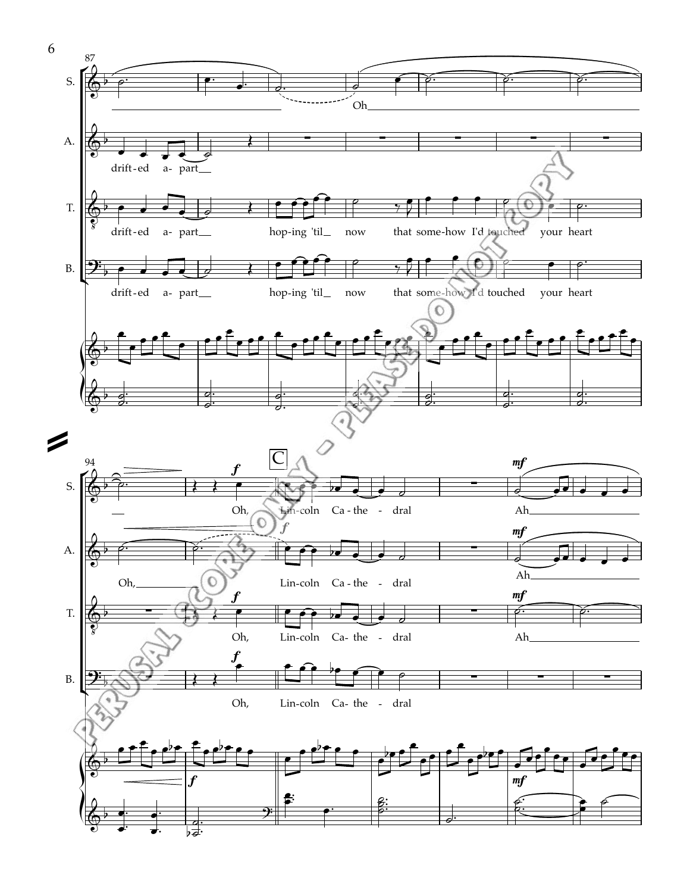87

S. Oh

A. drift-ed a- part

T. drift-ed a- part hop-ing 'til now that some-how I'd touched your heart

B. drift-ed a- part hop-ing 'til now that some-how I'd touched your heart

94

C

S. *f* Oh, Lin-coln Ca-the - dral *mf* Ah

A. Oh, *f* Lin-coln Ca-the - dral *mf* Ah

T. *f* Oh, Lin-coln Ca-the - dral *mf* Ah

B. *f* Oh, Lin-coln Ca-the - dral

Piano: *f* *mf*

PERUSAL SCORE ONLY - PLEASE DO NOT COPY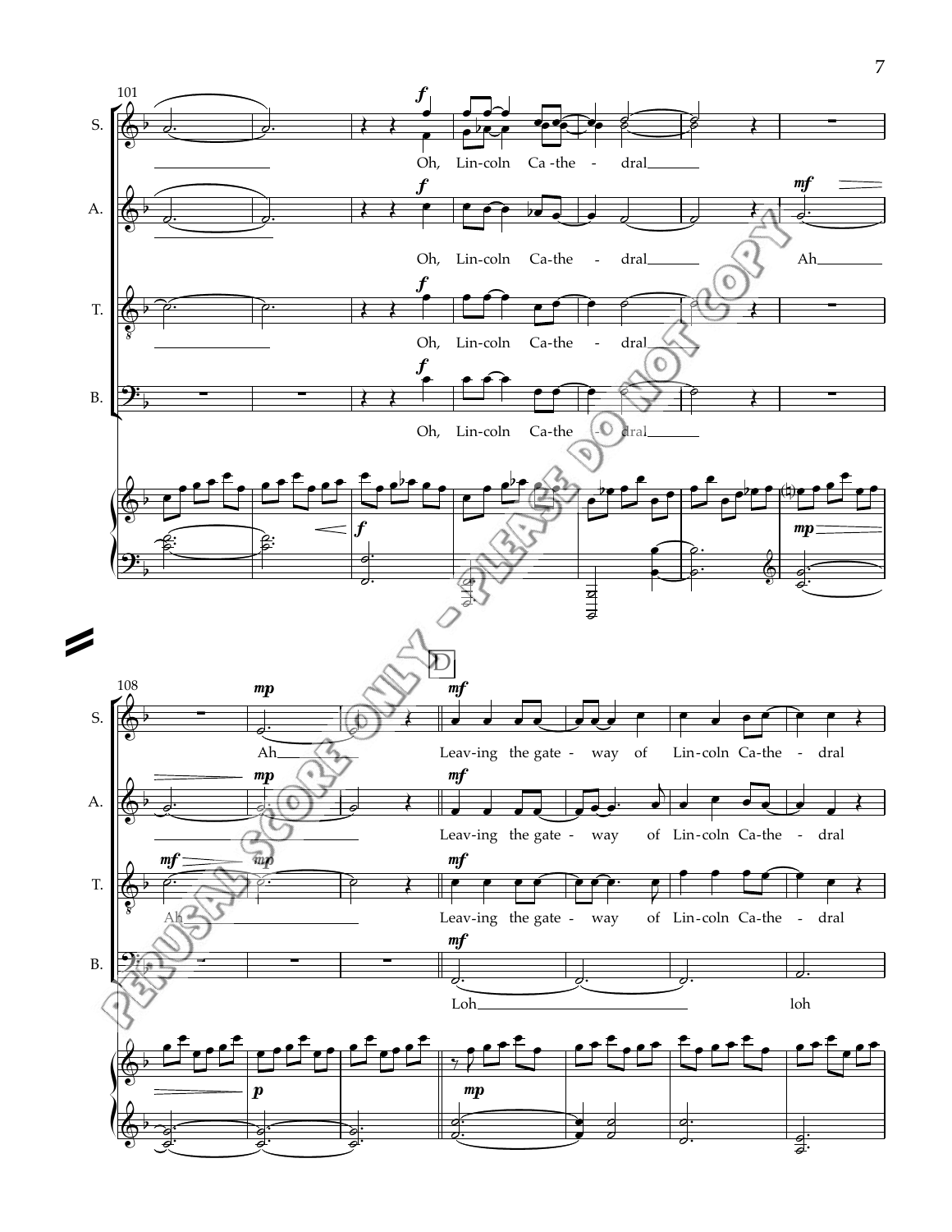101

S. Oh, Lin-coln Ca-the - dral

A. Oh, Lin-coln Ca-the - dral Ah

T. Oh, Lin-coln Ca-the - dral

B. Oh, Lin-coln Ca-the - dral

108

D

S. Ah Leav-ing the gate - way of Lin-coln Ca-the - dral

A. Leav-ing the gate - way of Lin-coln Ca-the - dral

T. Ah Leav-ing the gate - way of Lin-coln Ca-the - dral

B. Loh loh

PERUSAL SCORE ONLY - PLEASE DO NOT COPY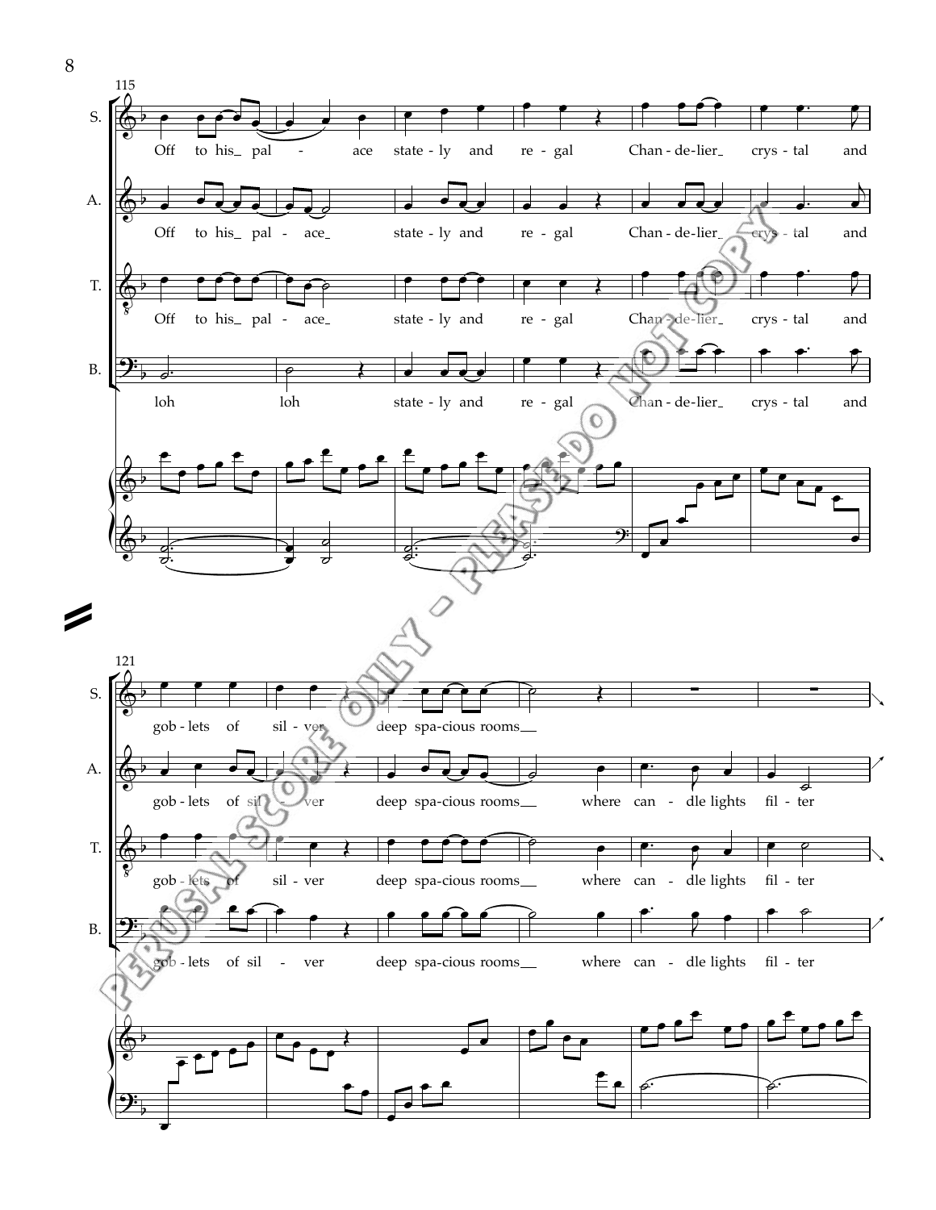115

S. Off to his pal - ace state - ly and re - gal Chan - de - lier crys - tal and

A. Off to his pal - ace state - ly and re - gal Chan - de - lier crys - tal and

T. Off to his pal - ace state - ly and re - gal Chan - de - lier crys - tal and

B. loh loh state - ly and re - gal Chan - de - lier crys - tal and

121

S. gob - lets of sil - ver deep spa - cious rooms

A. gob - lets of sil - ver deep spa - cious rooms where can - dle lights fil - ter

T. gob - lets of sil - ver deep spa - cious rooms where can - dle lights fil - ter

B. gob - lets of sil - ver deep spa - cious rooms where can - dle lights fil - ter

PERUSAL SCORE ONLY - PLEASE DO NOT COPY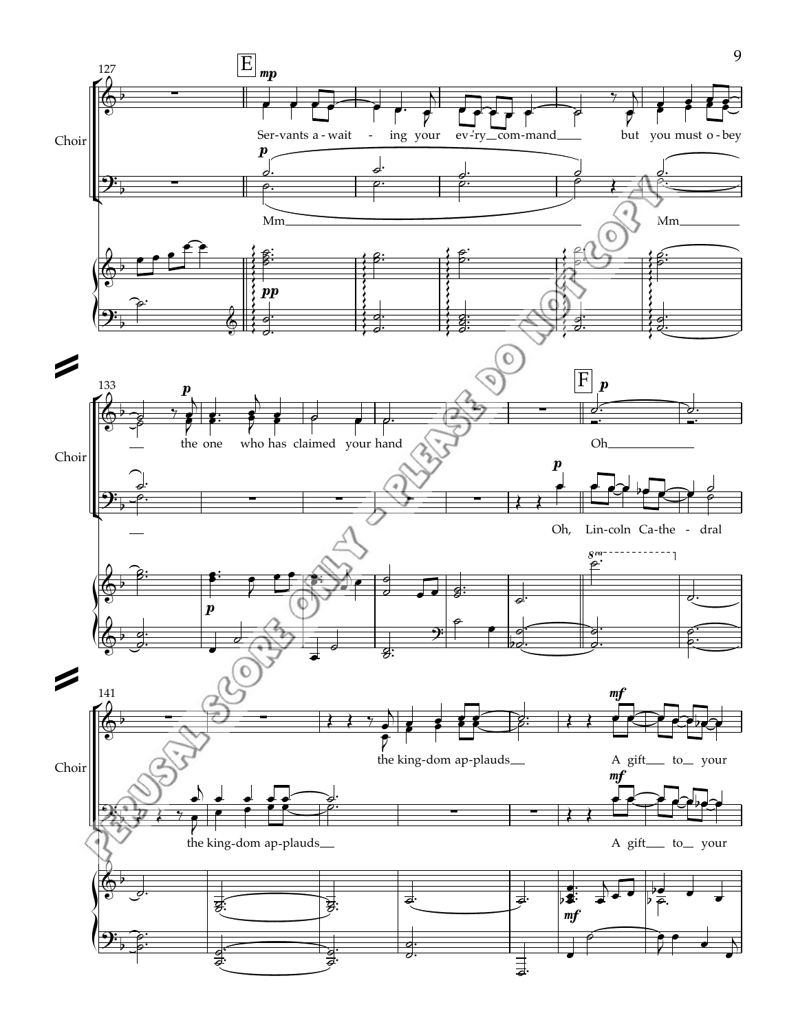E

Choir

Ser-vants a-wait - ing your ev-'ry com-mand but you must o-bey

Mm Mm

the one who has claimed your hand

F

Oh

Oh, Lin-coln Ca-the-dral

the king-dom ap-plauds

the king-dom ap-plauds

A gift to your

A gift to your

PERUSAL SCORE ONLY - PLEASE DO NOT COPY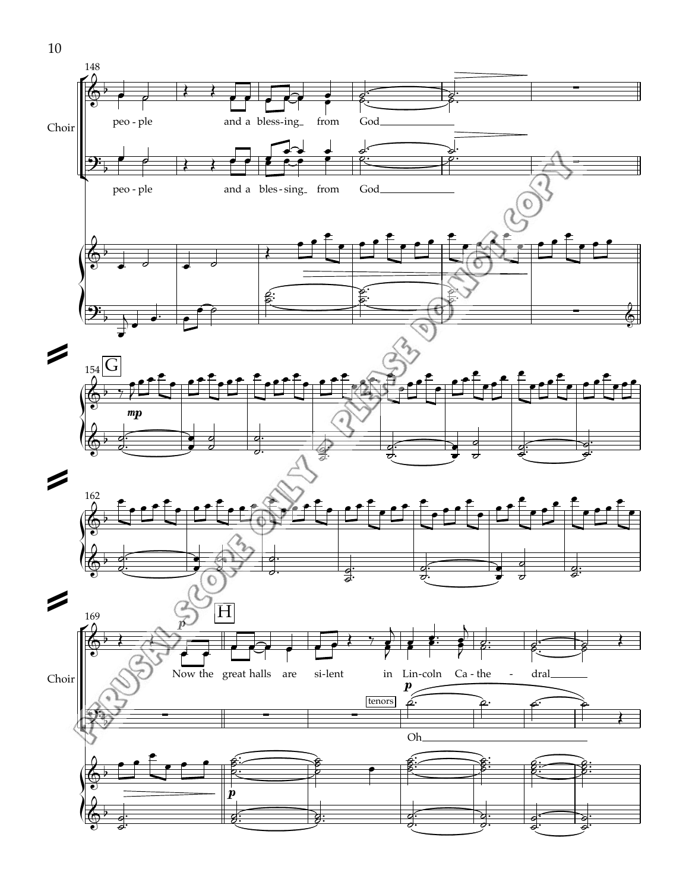Choir

148

peo - ple and a bless-ing from God

peo - ple and a bles-sing from God

154 G

*mp*

162

169 H

*p*

Now the great halls are si-lent in Lin-coln Ca - the - dral

tenors

*p*

Oh

*p*

PERUSAL SCORE ONLY - PLEASE DO NOT COPY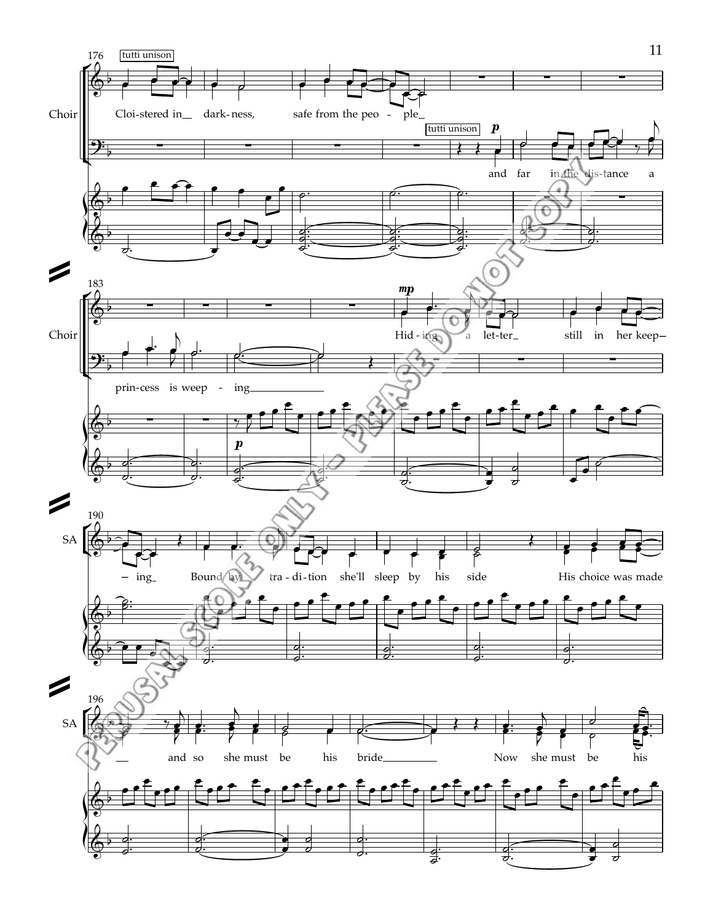176

tutti unison

Choir

Cloi-stered in dark-ness, safe from the peo - ple

tutti unison

*p*

and far in the dis-tance a

183

Choir

*mp*

Hid - ing a let-ter still in her keep-

prin-cess is weep - ing

*p*

190

SA

ing Bound by tra - di-tion she'll sleep by his side His choice was made

196

SA

and so she must be his bride Now she must be his

PERUSAL SCORE ONLY - PLEASE DO NOT COPY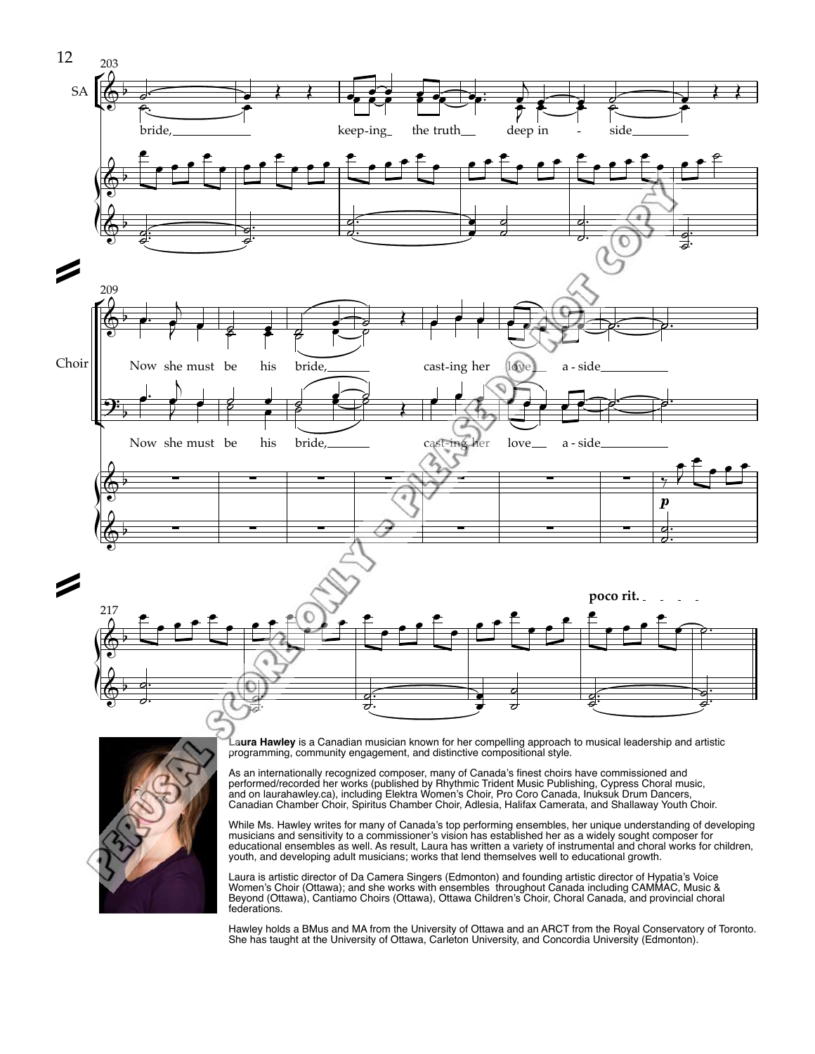Laura Hawley is a Canadian musician known for her compelling approach to musical leadership and artistic programming, community engagement, and distinctive compositional style.

As an internationally recognized composer, many of Canada's finest choirs have commissioned and performed/recorded her works (published by Rhythmic Trident Music Publishing, Cypress Choral music, and on laurahawley.ca), including Elektra Women's Choir, Pro Coro Canada, Inuksuk Drum Dancers, Canadian Chamber Choir, Spiritus Chamber Choir, Adlesia, Halifax Camerata, and Shallaway Youth Choir.

While Ms. Hawley writes for many of Canada's top performing ensembles, her unique understanding of developing musicians and sensitivity to a commissioner's vision has established her as a widely sought composer for educational ensembles as well. As result, Laura has written a variety of instrumental and choral works for children, youth, and developing adult musicians; works that lend themselves well to educational growth.

Laura is artistic director of Da Camera Singers (Edmonton) and founding artistic director of Hypatia's Voice Women's Choir (Ottawa); and she works with ensembles throughout Canada including CAMMAC, Music & Beyond (Ottawa), Cantiamo Choirs (Ottawa), Ottawa Children's Choir, Choral Canada, and provincial choral federations.

Hawley holds a BMus and MA from the University of Ottawa and an ARCT from the Royal Conservatory of Toronto. She has taught at the University of Ottawa, Carleton University, and Concordia University (Edmonton).